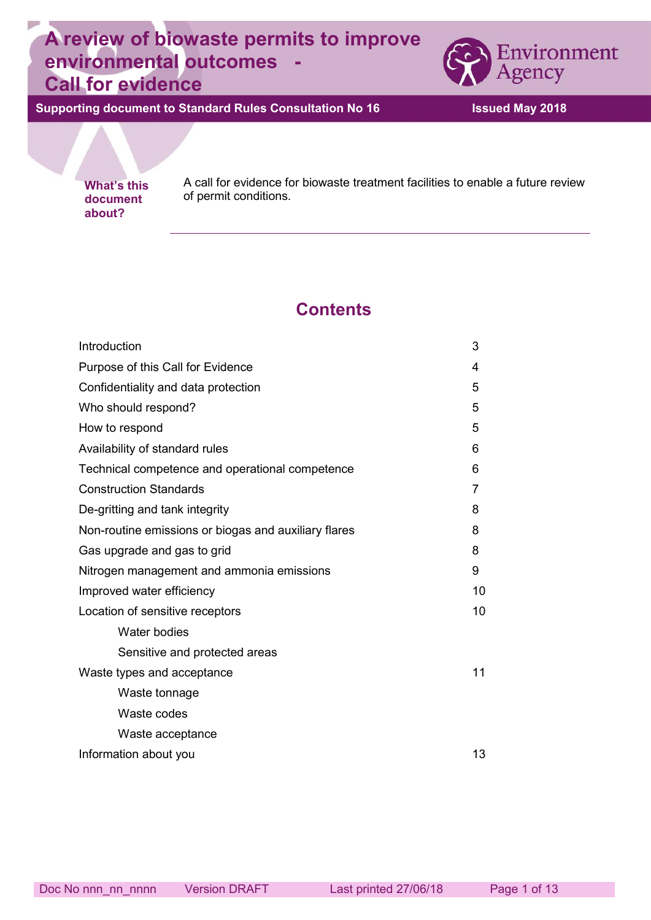# A review of biowaste permits to improve environmental outcomes - Call for evidence

**Supporting document to Standard Rules Consultation No 16** **Issued May 2018**

**What's this document about?**

A call for evidence for biowaste treatment facilities to enable a future review of permit conditions.

## Contents

| | |
|---|---|
| Introduction | 3 |
| Purpose of this Call for Evidence | 4 |
| Confidentiality and data protection | 5 |
| Who should respond? | 5 |
| How to respond | 5 |
| Availability of standard rules | 6 |
| Technical competence and operational competence | 6 |
| Construction Standards | 7 |
| De-gritting and tank integrity | 8 |
| Non-routine emissions or biogas and auxiliary flares | 8 |
| Gas upgrade and gas to grid | 8 |
| Nitrogen management and ammonia emissions | 9 |
| Improved water efficiency | 10 |
| Location of sensitive receptors | 10 |
| &nbsp;&nbsp;&nbsp;&nbsp;Water bodies | |
| &nbsp;&nbsp;&nbsp;&nbsp;Sensitive and protected areas | |
| Waste types and acceptance | 11 |
| &nbsp;&nbsp;&nbsp;&nbsp;Waste tonnage | |
| &nbsp;&nbsp;&nbsp;&nbsp;Waste codes | |
| &nbsp;&nbsp;&nbsp;&nbsp;Waste acceptance | |
| Information about you | 13 |

Doc No nnn_nn_nnnn Version DRAFT Last printed 27/06/18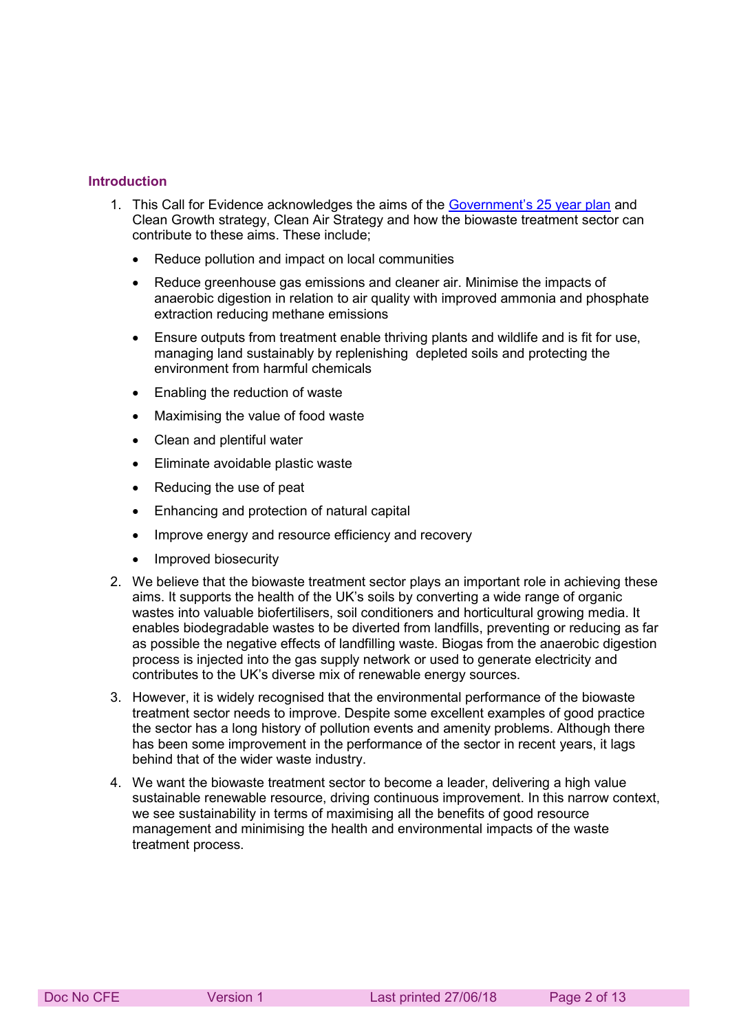## Introduction

1. This Call for Evidence acknowledges the aims of the [Government's 25 year plan]() and Clean Growth strategy, Clean Air Strategy and how the biowaste treatment sector can contribute to these aims. These include;

   - Reduce pollution and impact on local communities
   - Reduce greenhouse gas emissions and cleaner air. Minimise the impacts of anaerobic digestion in relation to air quality with improved ammonia and phosphate extraction reducing methane emissions
   - Ensure outputs from treatment enable thriving plants and wildlife and is fit for use, managing land sustainably by replenishing depleted soils and protecting the environment from harmful chemicals
   - Enabling the reduction of waste
   - Maximising the value of food waste
   - Clean and plentiful water
   - Eliminate avoidable plastic waste
   - Reducing the use of peat
   - Enhancing and protection of natural capital
   - Improve energy and resource efficiency and recovery
   - Improved biosecurity

2. We believe that the biowaste treatment sector plays an important role in achieving these aims. It supports the health of the UK's soils by converting a wide range of organic wastes into valuable biofertilisers, soil conditioners and horticultural growing media. It enables biodegradable wastes to be diverted from landfills, preventing or reducing as far as possible the negative effects of landfilling waste. Biogas from the anaerobic digestion process is injected into the gas supply network or used to generate electricity and contributes to the UK's diverse mix of renewable energy sources.

3. However, it is widely recognised that the environmental performance of the biowaste treatment sector needs to improve. Despite some excellent examples of good practice the sector has a long history of pollution events and amenity problems. Although there has been some improvement in the performance of the sector in recent years, it lags behind that of the wider waste industry.

4. We want the biowaste treatment sector to become a leader, delivering a high value sustainable renewable resource, driving continuous improvement. In this narrow context, we see sustainability in terms of maximising all the benefits of good resource management and minimising the health and environmental impacts of the waste treatment process.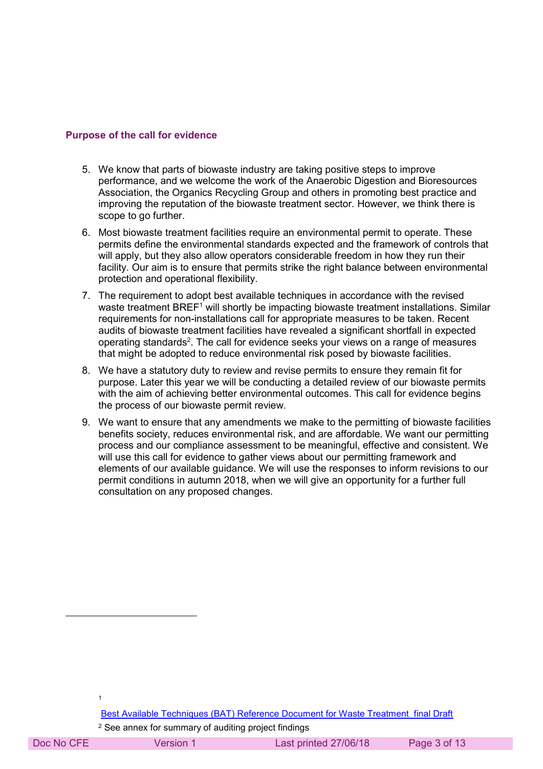## Purpose of the call for evidence

5. We know that parts of biowaste industry are taking positive steps to improve performance, and we welcome the work of the Anaerobic Digestion and Bioresources Association, the Organics Recycling Group and others in promoting best practice and improving the reputation of the biowaste treatment sector. However, we think there is scope to go further.
6. Most biowaste treatment facilities require an environmental permit to operate. These permits define the environmental standards expected and the framework of controls that will apply, but they also allow operators considerable freedom in how they run their facility. Our aim is to ensure that permits strike the right balance between environmental protection and operational flexibility.
7. The requirement to adopt best available techniques in accordance with the revised waste treatment BREF[1] will shortly be impacting biowaste treatment installations. Similar requirements for non-installations call for appropriate measures to be taken. Recent audits of biowaste treatment facilities have revealed a significant shortfall in expected operating standards[2]. The call for evidence seeks your views on a range of measures that might be adopted to reduce environmental risk posed by biowaste facilities.
8. We have a statutory duty to review and revise permits to ensure they remain fit for purpose. Later this year we will be conducting a detailed review of our biowaste permits with the aim of achieving better environmental outcomes. This call for evidence begins the process of our biowaste permit review.
9. We want to ensure that any amendments we make to the permitting of biowaste facilities benefits society, reduces environmental risk, and are affordable. We want our permitting process and our compliance assessment to be meaningful, effective and consistent. We will use this call for evidence to gather views about our permitting framework and elements of our available guidance. We will use the responses to inform revisions to our permit conditions in autumn 2018, when we will give an opportunity for a further full consultation on any proposed changes.

---

[1] Best Available Techniques (BAT) Reference Document for Waste Treatment final Draft

[2] See annex for summary of auditing project findings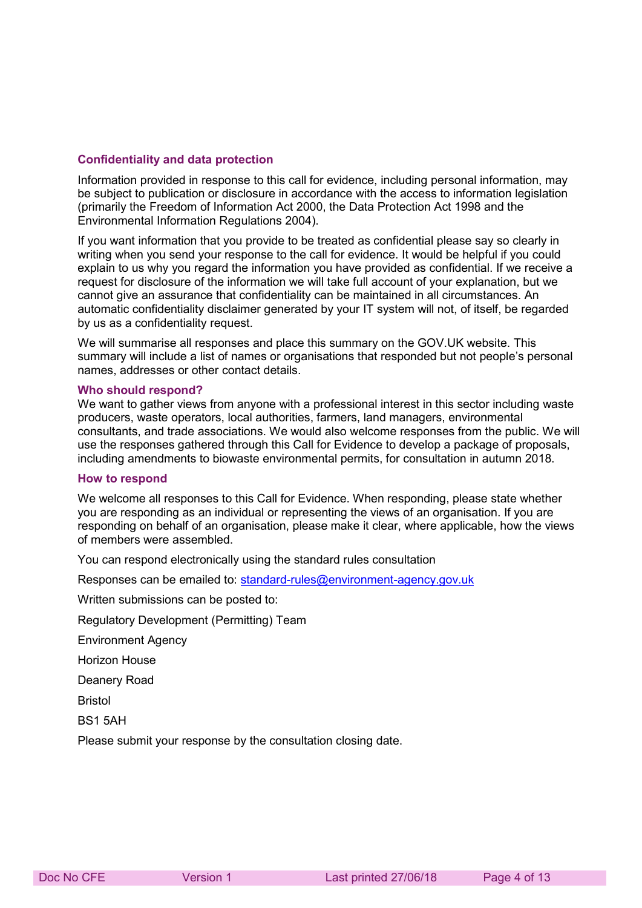### Confidentiality and data protection

Information provided in response to this call for evidence, including personal information, may be subject to publication or disclosure in accordance with the access to information legislation (primarily the Freedom of Information Act 2000, the Data Protection Act 1998 and the Environmental Information Regulations 2004).

If you want information that you provide to be treated as confidential please say so clearly in writing when you send your response to the call for evidence. It would be helpful if you could explain to us why you regard the information you have provided as confidential. If we receive a request for disclosure of the information we will take full account of your explanation, but we cannot give an assurance that confidentiality can be maintained in all circumstances. An automatic confidentiality disclaimer generated by your IT system will not, of itself, be regarded by us as a confidentiality request.

We will summarise all responses and place this summary on the GOV.UK website. This summary will include a list of names or organisations that responded but not people's personal names, addresses or other contact details.

### Who should respond?

We want to gather views from anyone with a professional interest in this sector including waste producers, waste operators, local authorities, farmers, land managers, environmental consultants, and trade associations. We would also welcome responses from the public. We will use the responses gathered through this Call for Evidence to develop a package of proposals, including amendments to biowaste environmental permits, for consultation in autumn 2018.

### How to respond

We welcome all responses to this Call for Evidence. When responding, please state whether you are responding as an individual or representing the views of an organisation. If you are responding on behalf of an organisation, please make it clear, where applicable, how the views of members were assembled.

You can respond electronically using the standard rules consultation

Responses can be emailed to: standard-rules@environment-agency.gov.uk

Written submissions can be posted to:

Regulatory Development (Permitting) Team

Environment Agency

Horizon House

Deanery Road

Bristol

BS1 5AH

Please submit your response by the consultation closing date.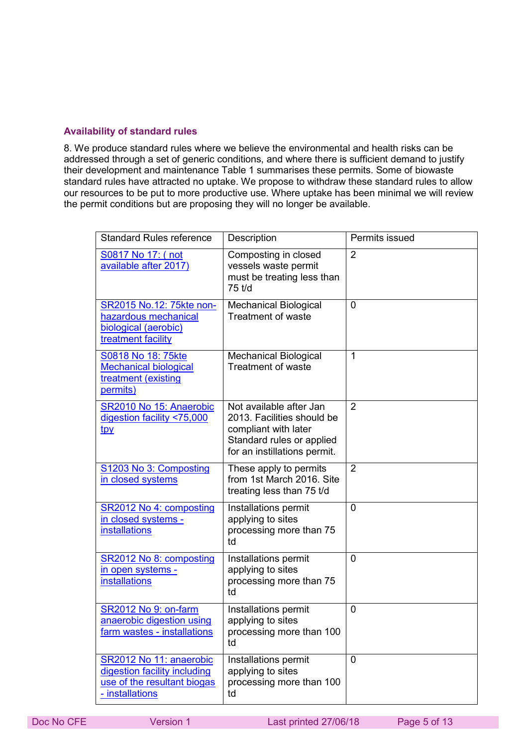### Availability of standard rules

8. We produce standard rules where we believe the environmental and health risks can be addressed through a set of generic conditions, and where there is sufficient demand to justify their development and maintenance Table 1 summarises these permits. Some of biowaste standard rules have attracted no uptake. We propose to withdraw these standard rules to allow our resources to be put to more productive use. Where uptake has been minimal we will review the permit conditions but are proposing they will no longer be available.

| Standard Rules reference | Description | Permits issued |
|---|---|---|
| S0817 No 17: ( not available after 2017) | Composting in closed vessels waste permit must be treating less than 75 t/d | 2 |
| SR2015 No.12: 75kte non-hazardous mechanical biological (aerobic) treatment facility | Mechanical Biological Treatment of waste | 0 |
| S0818 No 18: 75kte Mechanical biological treatment (existing permits) | Mechanical Biological Treatment of waste | 1 |
| SR2010 No 15: Anaerobic digestion facility <75,000 tpy | Not available after Jan 2013. Facilities should be compliant with later Standard rules or applied for an instillations permit. | 2 |
| S1203 No 3: Composting in closed systems | These apply to permits from 1st March 2016. Site treating less than 75 t/d | 2 |
| SR2012 No 4: composting in closed systems - installations | Installations permit applying to sites processing more than 75 td | 0 |
| SR2012 No 8: composting in open systems - installations | Installations permit applying to sites processing more than 75 td | 0 |
| SR2012 No 9: on-farm anaerobic digestion using farm wastes - installations | Installations permit applying to sites processing more than 100 td | 0 |
| SR2012 No 11: anaerobic digestion facility including use of the resultant biogas - installations | Installations permit applying to sites processing more than 100 td | 0 |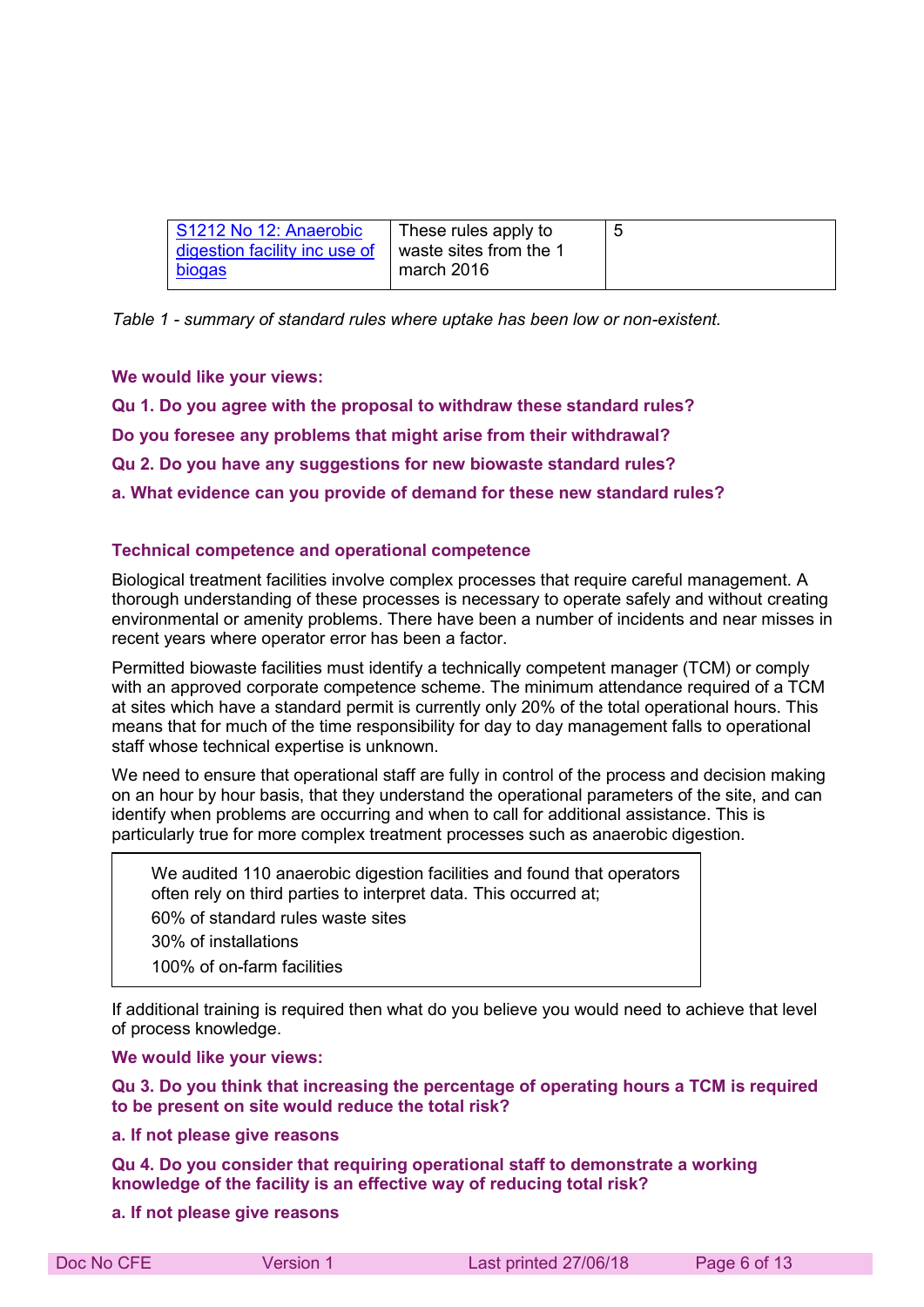| [S1212 No 12: Anaerobic digestion facility inc use of biogas]() | These rules apply to waste sites from the 1 march 2016 | 5 |
|---|---|---|

*Table 1 - summary of standard rules where uptake has been low or non-existent.*

**We would like your views:**

**Qu 1. Do you agree with the proposal to withdraw these standard rules?**

**Do you foresee any problems that might arise from their withdrawal?**

**Qu 2. Do you have any suggestions for new biowaste standard rules?**

**a. What evidence can you provide of demand for these new standard rules?**

### Technical competence and operational competence

Biological treatment facilities involve complex processes that require careful management. A thorough understanding of these processes is necessary to operate safely and without creating environmental or amenity problems. There have been a number of incidents and near misses in recent years where operator error has been a factor.

Permitted biowaste facilities must identify a technically competent manager (TCM) or comply with an approved corporate competence scheme. The minimum attendance required of a TCM at sites which have a standard permit is currently only 20% of the total operational hours. This means that for much of the time responsibility for day to day management falls to operational staff whose technical expertise is unknown.

We need to ensure that operational staff are fully in control of the process and decision making on an hour by hour basis, that they understand the operational parameters of the site, and can identify when problems are occurring and when to call for additional assistance. This is particularly true for more complex treatment processes such as anaerobic digestion.

> We audited 110 anaerobic digestion facilities and found that operators often rely on third parties to interpret data. This occurred at;
>
> 60% of standard rules waste sites
>
> 30% of installations
>
> 100% of on-farm facilities

If additional training is required then what do you believe you would need to achieve that level of process knowledge.

**We would like your views:**

**Qu 3. Do you think that increasing the percentage of operating hours a TCM is required to be present on site would reduce the total risk?**

**a. If not please give reasons**

**Qu 4. Do you consider that requiring operational staff to demonstrate a working knowledge of the facility is an effective way of reducing total risk?**

**a. If not please give reasons**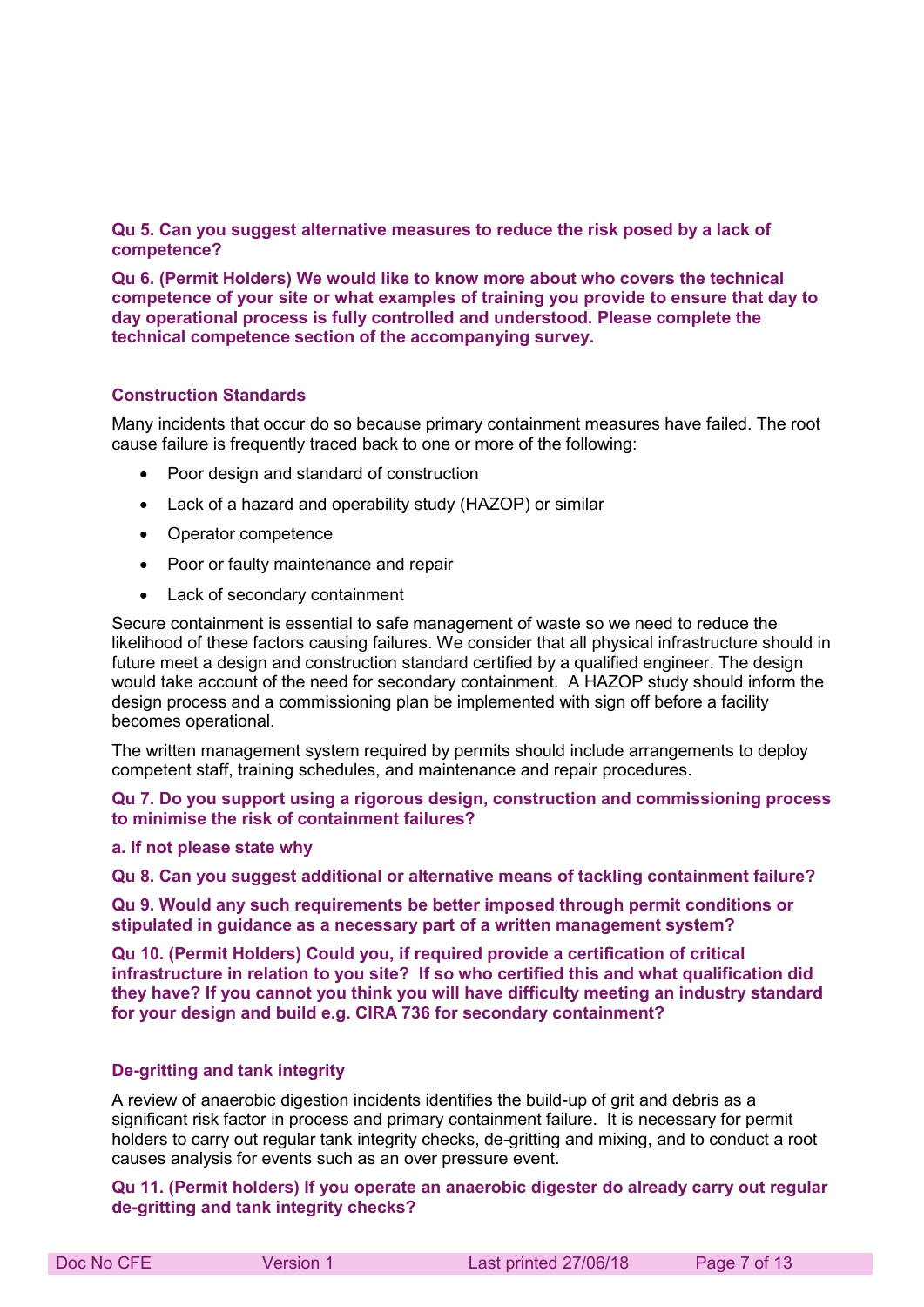**Qu 5. Can you suggest alternative measures to reduce the risk posed by a lack of competence?**

**Qu 6. (Permit Holders) We would like to know more about who covers the technical competence of your site or what examples of training you provide to ensure that day to day operational process is fully controlled and understood. Please complete the technical competence section of the accompanying survey.**

### Construction Standards

Many incidents that occur do so because primary containment measures have failed. The root cause failure is frequently traced back to one or more of the following:

- Poor design and standard of construction
- Lack of a hazard and operability study (HAZOP) or similar
- Operator competence
- Poor or faulty maintenance and repair
- Lack of secondary containment

Secure containment is essential to safe management of waste so we need to reduce the likelihood of these factors causing failures. We consider that all physical infrastructure should in future meet a design and construction standard certified by a qualified engineer. The design would take account of the need for secondary containment. A HAZOP study should inform the design process and a commissioning plan be implemented with sign off before a facility becomes operational.

The written management system required by permits should include arrangements to deploy competent staff, training schedules, and maintenance and repair procedures.

**Qu 7. Do you support using a rigorous design, construction and commissioning process to minimise the risk of containment failures?**

**a. If not please state why**

**Qu 8. Can you suggest additional or alternative means of tackling containment failure?**

**Qu 9. Would any such requirements be better imposed through permit conditions or stipulated in guidance as a necessary part of a written management system?**

**Qu 10. (Permit Holders) Could you, if required provide a certification of critical infrastructure in relation to you site? If so who certified this and what qualification did they have? If you cannot you think you will have difficulty meeting an industry standard for your design and build e.g. CIRA 736 for secondary containment?**

### De-gritting and tank integrity

A review of anaerobic digestion incidents identifies the build-up of grit and debris as a significant risk factor in process and primary containment failure. It is necessary for permit holders to carry out regular tank integrity checks, de-gritting and mixing, and to conduct a root causes analysis for events such as an over pressure event.

**Qu 11. (Permit holders) If you operate an anaerobic digester do already carry out regular de-gritting and tank integrity checks?**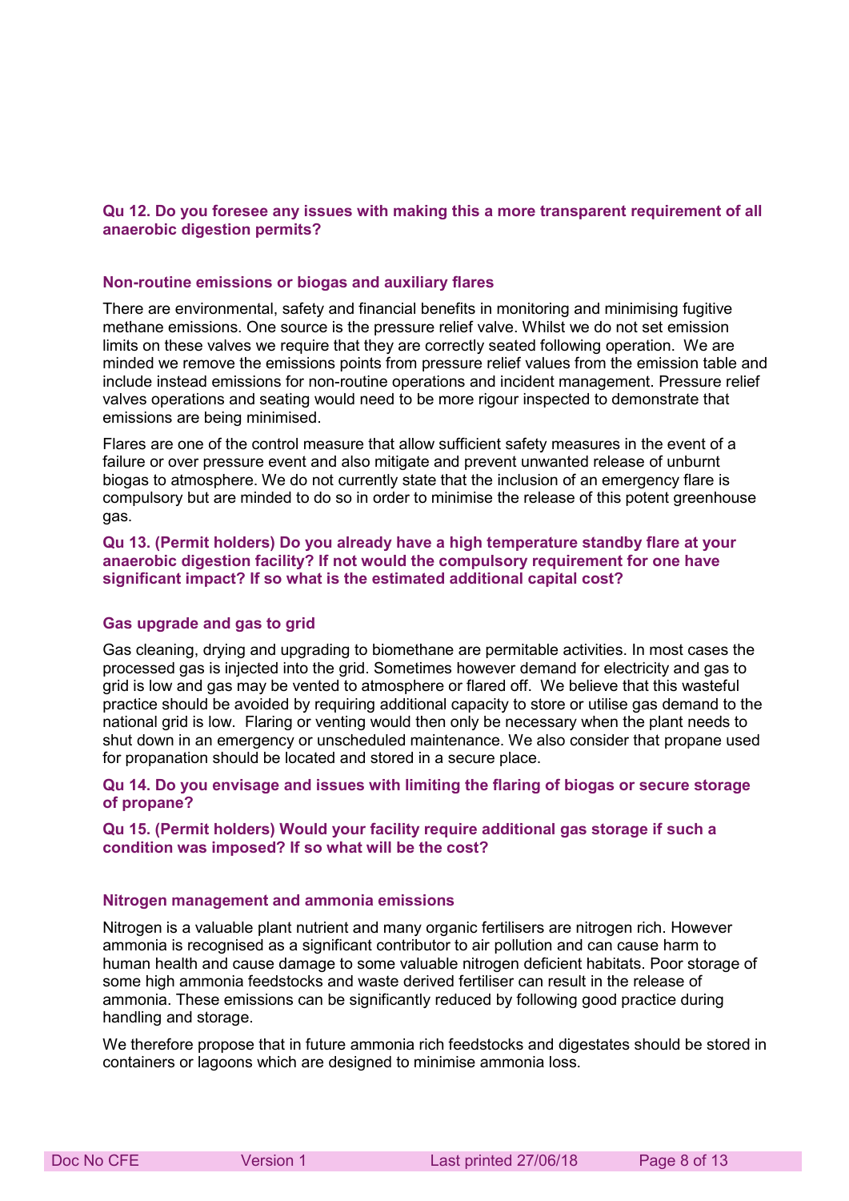**Qu 12. Do you foresee any issues with making this a more transparent requirement of all anaerobic digestion permits?**

### Non-routine emissions or biogas and auxiliary flares

There are environmental, safety and financial benefits in monitoring and minimising fugitive methane emissions. One source is the pressure relief valve. Whilst we do not set emission limits on these valves we require that they are correctly seated following operation. We are minded we remove the emissions points from pressure relief values from the emission table and include instead emissions for non-routine operations and incident management. Pressure relief valves operations and seating would need to be more rigour inspected to demonstrate that emissions are being minimised.

Flares are one of the control measure that allow sufficient safety measures in the event of a failure or over pressure event and also mitigate and prevent unwanted release of unburnt biogas to atmosphere. We do not currently state that the inclusion of an emergency flare is compulsory but are minded to do so in order to minimise the release of this potent greenhouse gas.

**Qu 13. (Permit holders) Do you already have a high temperature standby flare at your anaerobic digestion facility? If not would the compulsory requirement for one have significant impact? If so what is the estimated additional capital cost?**

### Gas upgrade and gas to grid

Gas cleaning, drying and upgrading to biomethane are permitable activities. In most cases the processed gas is injected into the grid. Sometimes however demand for electricity and gas to grid is low and gas may be vented to atmosphere or flared off. We believe that this wasteful practice should be avoided by requiring additional capacity to store or utilise gas demand to the national grid is low. Flaring or venting would then only be necessary when the plant needs to shut down in an emergency or unscheduled maintenance. We also consider that propane used for propanation should be located and stored in a secure place.

**Qu 14. Do you envisage and issues with limiting the flaring of biogas or secure storage of propane?**

**Qu 15. (Permit holders) Would your facility require additional gas storage if such a condition was imposed? If so what will be the cost?**

### Nitrogen management and ammonia emissions

Nitrogen is a valuable plant nutrient and many organic fertilisers are nitrogen rich. However ammonia is recognised as a significant contributor to air pollution and can cause harm to human health and cause damage to some valuable nitrogen deficient habitats. Poor storage of some high ammonia feedstocks and waste derived fertiliser can result in the release of ammonia. These emissions can be significantly reduced by following good practice during handling and storage.

We therefore propose that in future ammonia rich feedstocks and digestates should be stored in containers or lagoons which are designed to minimise ammonia loss.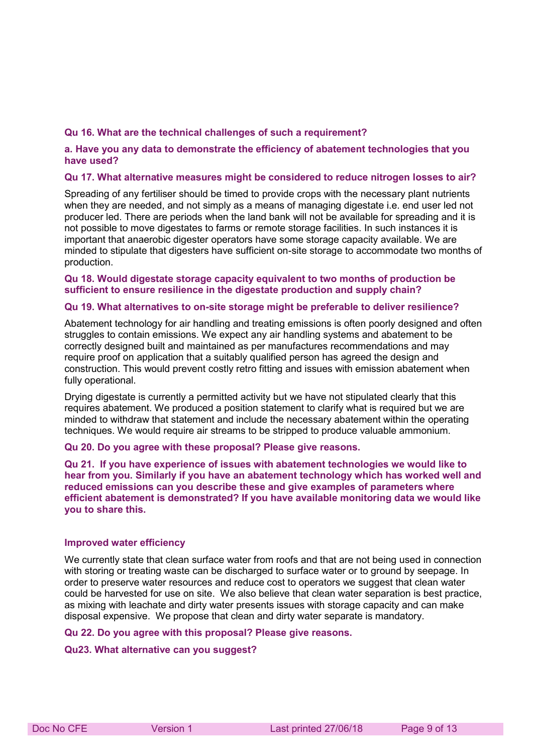**Qu 16. What are the technical challenges of such a requirement?**

**a. Have you any data to demonstrate the efficiency of abatement technologies that you have used?**

**Qu 17. What alternative measures might be considered to reduce nitrogen losses to air?**

Spreading of any fertiliser should be timed to provide crops with the necessary plant nutrients when they are needed, and not simply as a means of managing digestate i.e. end user led not producer led. There are periods when the land bank will not be available for spreading and it is not possible to move digestates to farms or remote storage facilities. In such instances it is important that anaerobic digester operators have some storage capacity available. We are minded to stipulate that digesters have sufficient on-site storage to accommodate two months of production.

**Qu 18. Would digestate storage capacity equivalent to two months of production be sufficient to ensure resilience in the digestate production and supply chain?**

**Qu 19. What alternatives to on-site storage might be preferable to deliver resilience?**

Abatement technology for air handling and treating emissions is often poorly designed and often struggles to contain emissions. We expect any air handling systems and abatement to be correctly designed built and maintained as per manufactures recommendations and may require proof on application that a suitably qualified person has agreed the design and construction. This would prevent costly retro fitting and issues with emission abatement when fully operational.

Drying digestate is currently a permitted activity but we have not stipulated clearly that this requires abatement. We produced a position statement to clarify what is required but we are minded to withdraw that statement and include the necessary abatement within the operating techniques. We would require air streams to be stripped to produce valuable ammonium.

**Qu 20. Do you agree with these proposal? Please give reasons.**

**Qu 21. If you have experience of issues with abatement technologies we would like to hear from you. Similarly if you have an abatement technology which has worked well and reduced emissions can you describe these and give examples of parameters where efficient abatement is demonstrated? If you have available monitoring data we would like you to share this.**

**Improved water efficiency**

We currently state that clean surface water from roofs and that are not being used in connection with storing or treating waste can be discharged to surface water or to ground by seepage. In order to preserve water resources and reduce cost to operators we suggest that clean water could be harvested for use on site. We also believe that clean water separation is best practice, as mixing with leachate and dirty water presents issues with storage capacity and can make disposal expensive. We propose that clean and dirty water separate is mandatory.

**Qu 22. Do you agree with this proposal? Please give reasons.**

**Qu23. What alternative can you suggest?**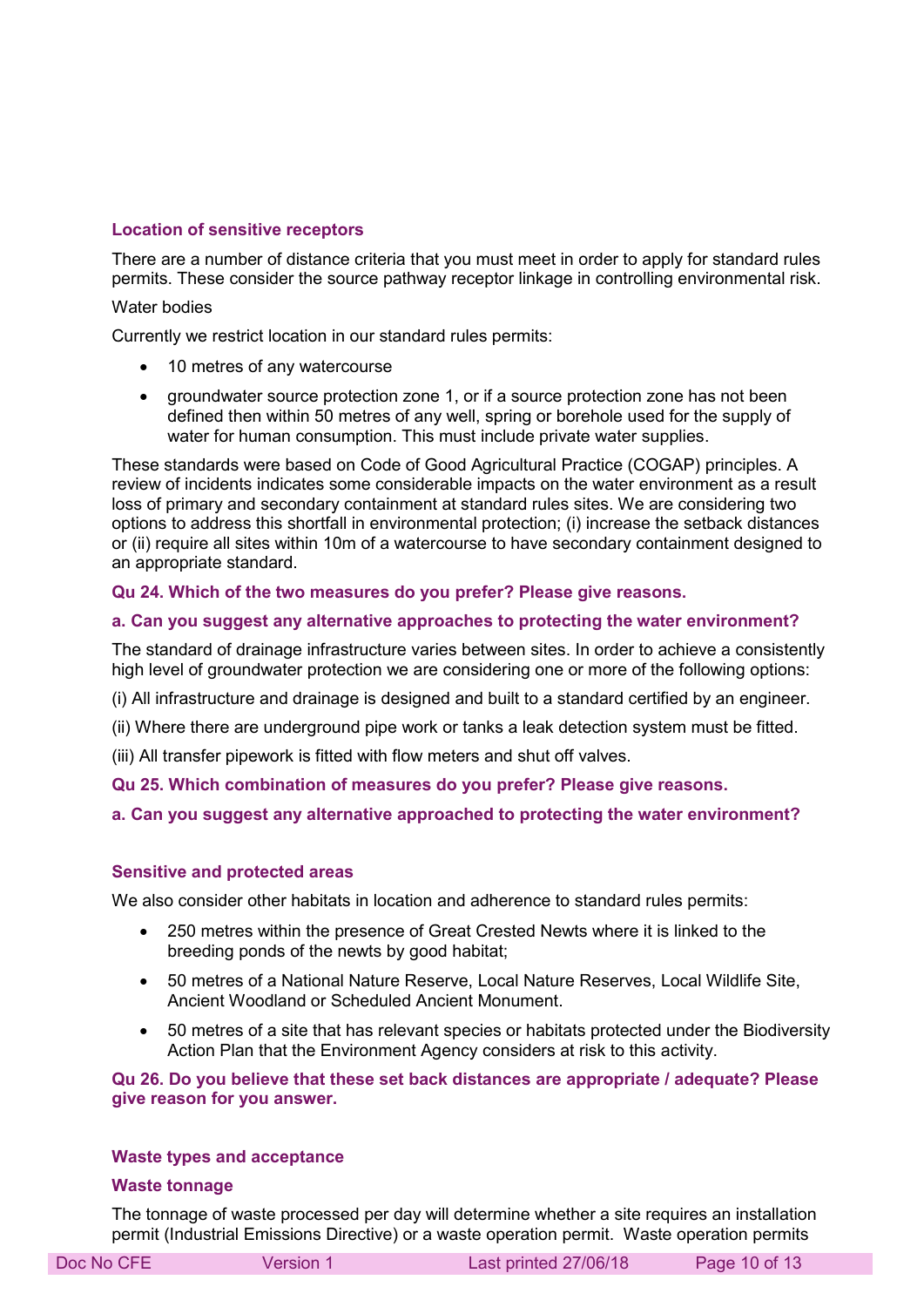### Location of sensitive receptors

There are a number of distance criteria that you must meet in order to apply for standard rules permits. These consider the source pathway receptor linkage in controlling environmental risk.

Water bodies

Currently we restrict location in our standard rules permits:

- 10 metres of any watercourse
- groundwater source protection zone 1, or if a source protection zone has not been defined then within 50 metres of any well, spring or borehole used for the supply of water for human consumption. This must include private water supplies.

These standards were based on Code of Good Agricultural Practice (COGAP) principles. A review of incidents indicates some considerable impacts on the water environment as a result loss of primary and secondary containment at standard rules sites. We are considering two options to address this shortfall in environmental protection; (i) increase the setback distances or (ii) require all sites within 10m of a watercourse to have secondary containment designed to an appropriate standard.

**Qu 24. Which of the two measures do you prefer? Please give reasons.**

**a. Can you suggest any alternative approaches to protecting the water environment?**

The standard of drainage infrastructure varies between sites. In order to achieve a consistently high level of groundwater protection we are considering one or more of the following options:

(i) All infrastructure and drainage is designed and built to a standard certified by an engineer.

(ii) Where there are underground pipe work or tanks a leak detection system must be fitted.

(iii) All transfer pipework is fitted with flow meters and shut off valves.

**Qu 25. Which combination of measures do you prefer? Please give reasons.**

**a. Can you suggest any alternative approached to protecting the water environment?**

### Sensitive and protected areas

We also consider other habitats in location and adherence to standard rules permits:

- 250 metres within the presence of Great Crested Newts where it is linked to the breeding ponds of the newts by good habitat;
- 50 metres of a National Nature Reserve, Local Nature Reserves, Local Wildlife Site, Ancient Woodland or Scheduled Ancient Monument.
- 50 metres of a site that has relevant species or habitats protected under the Biodiversity Action Plan that the Environment Agency considers at risk to this activity.

**Qu 26. Do you believe that these set back distances are appropriate / adequate? Please give reason for you answer.**

### Waste types and acceptance

#### Waste tonnage

The tonnage of waste processed per day will determine whether a site requires an installation permit (Industrial Emissions Directive) or a waste operation permit. Waste operation permits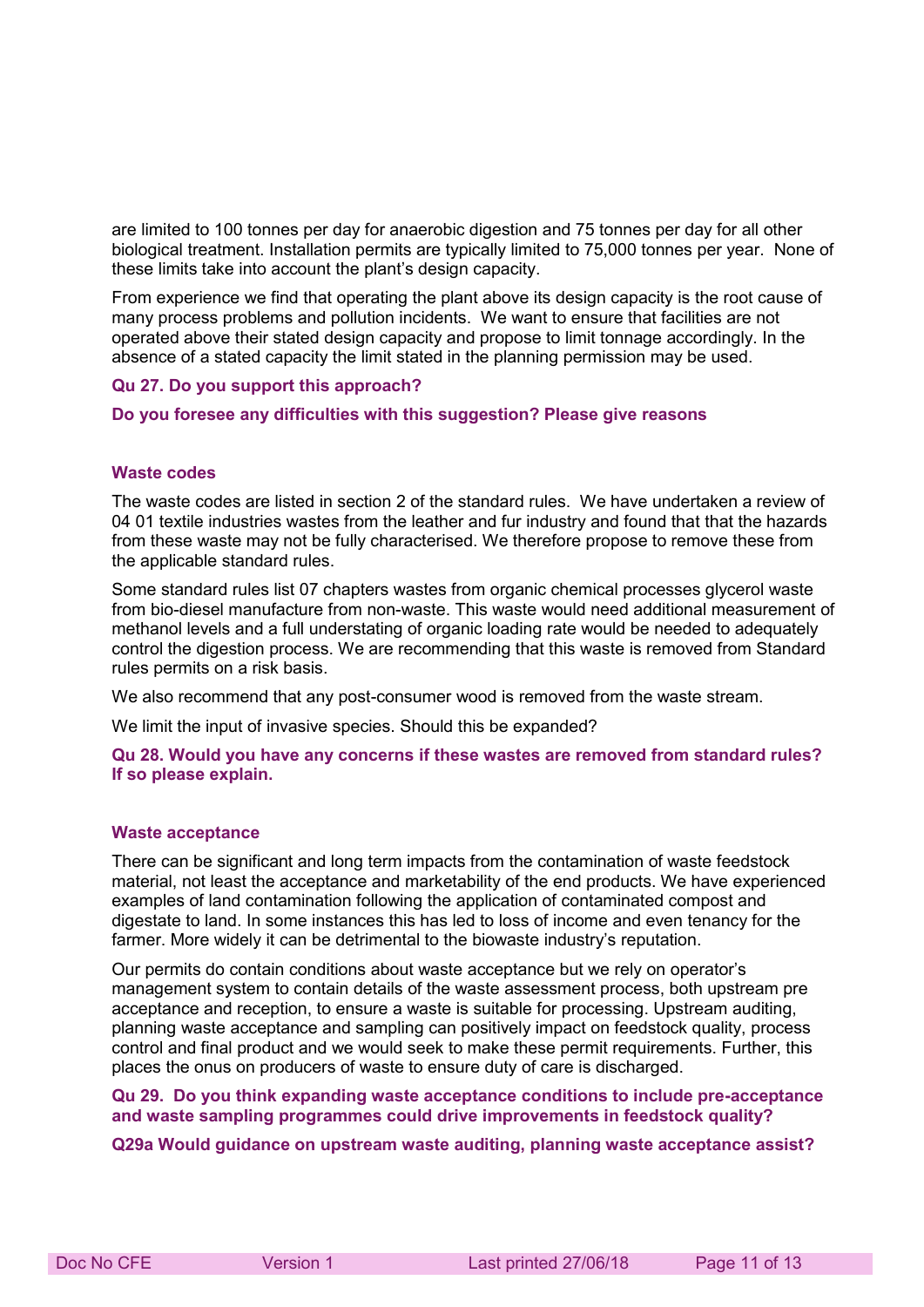are limited to 100 tonnes per day for anaerobic digestion and 75 tonnes per day for all other biological treatment. Installation permits are typically limited to 75,000 tonnes per year. None of these limits take into account the plant's design capacity.

From experience we find that operating the plant above its design capacity is the root cause of many process problems and pollution incidents. We want to ensure that facilities are not operated above their stated design capacity and propose to limit tonnage accordingly. In the absence of a stated capacity the limit stated in the planning permission may be used.

**Qu 27. Do you support this approach?**

**Do you foresee any difficulties with this suggestion? Please give reasons**

### Waste codes

The waste codes are listed in section 2 of the standard rules. We have undertaken a review of 04 01 textile industries wastes from the leather and fur industry and found that that the hazards from these waste may not be fully characterised. We therefore propose to remove these from the applicable standard rules.

Some standard rules list 07 chapters wastes from organic chemical processes glycerol waste from bio-diesel manufacture from non-waste. This waste would need additional measurement of methanol levels and a full understating of organic loading rate would be needed to adequately control the digestion process. We are recommending that this waste is removed from Standard rules permits on a risk basis.

We also recommend that any post-consumer wood is removed from the waste stream.

We limit the input of invasive species. Should this be expanded?

**Qu 28. Would you have any concerns if these wastes are removed from standard rules? If so please explain.**

### Waste acceptance

There can be significant and long term impacts from the contamination of waste feedstock material, not least the acceptance and marketability of the end products. We have experienced examples of land contamination following the application of contaminated compost and digestate to land. In some instances this has led to loss of income and even tenancy for the farmer. More widely it can be detrimental to the biowaste industry's reputation.

Our permits do contain conditions about waste acceptance but we rely on operator's management system to contain details of the waste assessment process, both upstream pre acceptance and reception, to ensure a waste is suitable for processing. Upstream auditing, planning waste acceptance and sampling can positively impact on feedstock quality, process control and final product and we would seek to make these permit requirements. Further, this places the onus on producers of waste to ensure duty of care is discharged.

**Qu 29. Do you think expanding waste acceptance conditions to include pre-acceptance and waste sampling programmes could drive improvements in feedstock quality?**

**Q29a Would guidance on upstream waste auditing, planning waste acceptance assist?**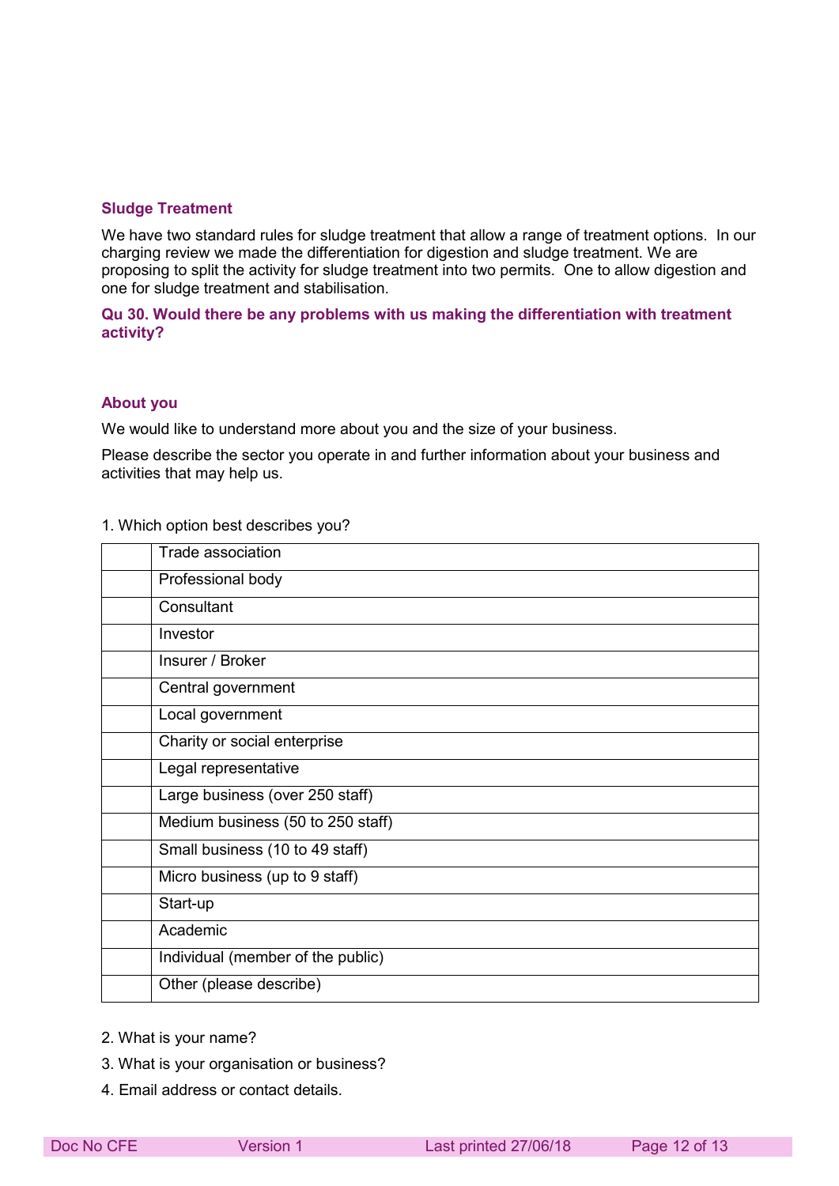### Sludge Treatment

We have two standard rules for sludge treatment that allow a range of treatment options. In our charging review we made the differentiation for digestion and sludge treatment. We are proposing to split the activity for sludge treatment into two permits. One to allow digestion and one for sludge treatment and stabilisation.

**Qu 30. Would there be any problems with us making the differentiation with treatment activity?**

### About you

We would like to understand more about you and the size of your business.

Please describe the sector you operate in and further information about your business and activities that may help us.

1. Which option best describes you?

| | |
|---|---|
| | Trade association |
| | Professional body |
| | Consultant |
| | Investor |
| | Insurer / Broker |
| | Central government |
| | Local government |
| | Charity or social enterprise |
| | Legal representative |
| | Large business (over 250 staff) |
| | Medium business (50 to 250 staff) |
| | Small business (10 to 49 staff) |
| | Micro business (up to 9 staff) |
| | Start-up |
| | Academic |
| | Individual (member of the public) |
| | Other (please describe) |

2. What is your name?

3. What is your organisation or business?

4. Email address or contact details.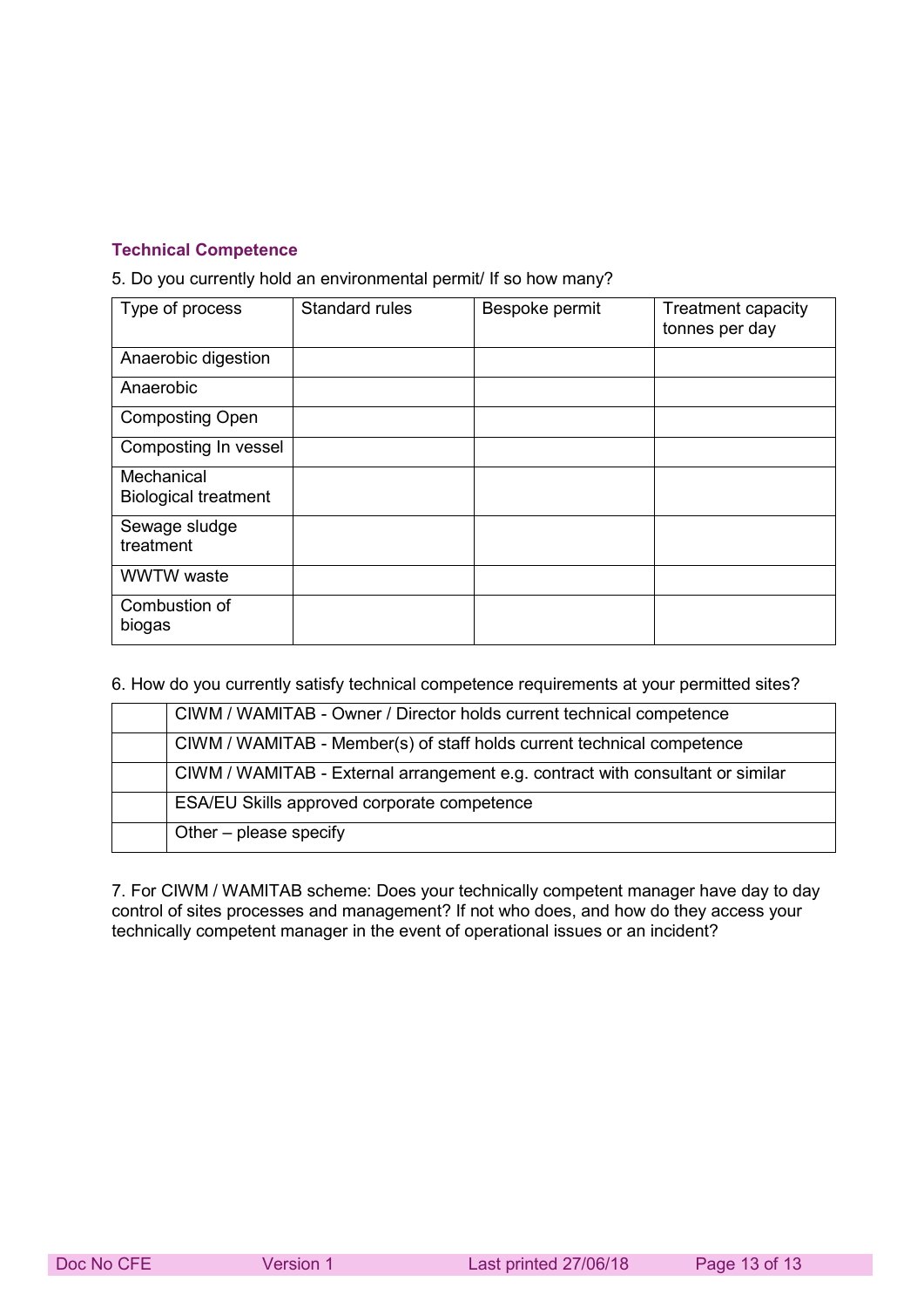### Technical Competence

5. Do you currently hold an environmental permit/ If so how many?

| Type of process | Standard rules | Bespoke permit | Treatment capacity tonnes per day |
|---|---|---|---|
| Anaerobic digestion | | | |
| Anaerobic | | | |
| Composting Open | | | |
| Composting In vessel | | | |
| Mechanical Biological treatment | | | |
| Sewage sludge treatment | | | |
| WWTW waste | | | |
| Combustion of biogas | | | |

6. How do you currently satisfy technical competence requirements at your permitted sites?

| | |
|---|---|
| | CIWM / WAMITAB - Owner / Director holds current technical competence |
| | CIWM / WAMITAB - Member(s) of staff holds current technical competence |
| | CIWM / WAMITAB - External arrangement e.g. contract with consultant or similar |
| | ESA/EU Skills approved corporate competence |
| | Other – please specify |

7. For CIWM / WAMITAB scheme: Does your technically competent manager have day to day control of sites processes and management? If not who does, and how do they access your technically competent manager in the event of operational issues or an incident?